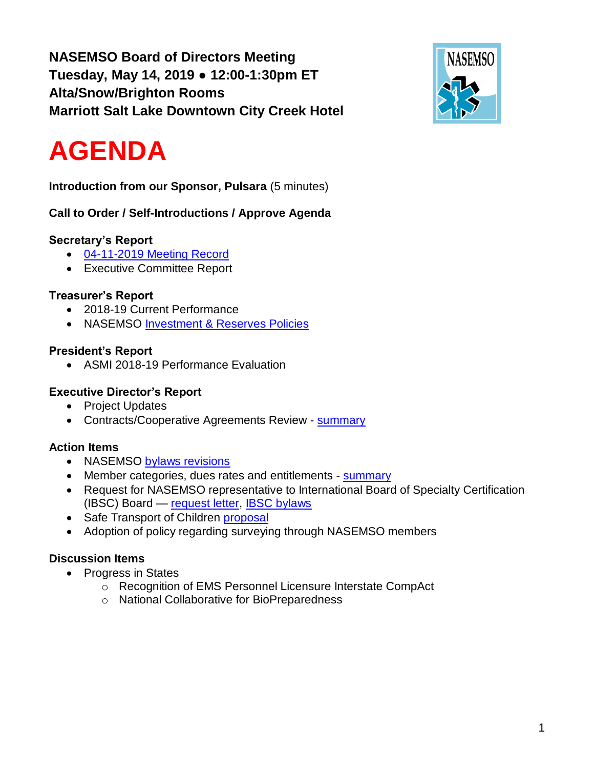**NASEMSO Board of Directors Meeting**
**Tuesday, May 14, 2019 ● 12:00-1:30pm ET**
**Alta/Snow/Brighton Rooms**
**Marriott Salt Lake Downtown City Creek Hotel**

# AGENDA

**Introduction from our Sponsor, Pulsara** (5 minutes)

**Call to Order / Self-Introductions / Approve Agenda**

**Secretary's Report**

- 04-11-2019 Meeting Record
- Executive Committee Report

**Treasurer's Report**

- 2018-19 Current Performance
- NASEMSO Investment & Reserves Policies

**President's Report**

- ASMI 2018-19 Performance Evaluation

**Executive Director's Report**

- Project Updates
- Contracts/Cooperative Agreements Review - summary

**Action Items**

- NASEMSO bylaws revisions
- Member categories, dues rates and entitlements - summary
- Request for NASEMSO representative to International Board of Specialty Certification (IBSC) Board — request letter, IBSC bylaws
- Safe Transport of Children proposal
- Adoption of policy regarding surveying through NASEMSO members

**Discussion Items**

- Progress in States
  - Recognition of EMS Personnel Licensure Interstate CompAct
  - National Collaborative for BioPreparedness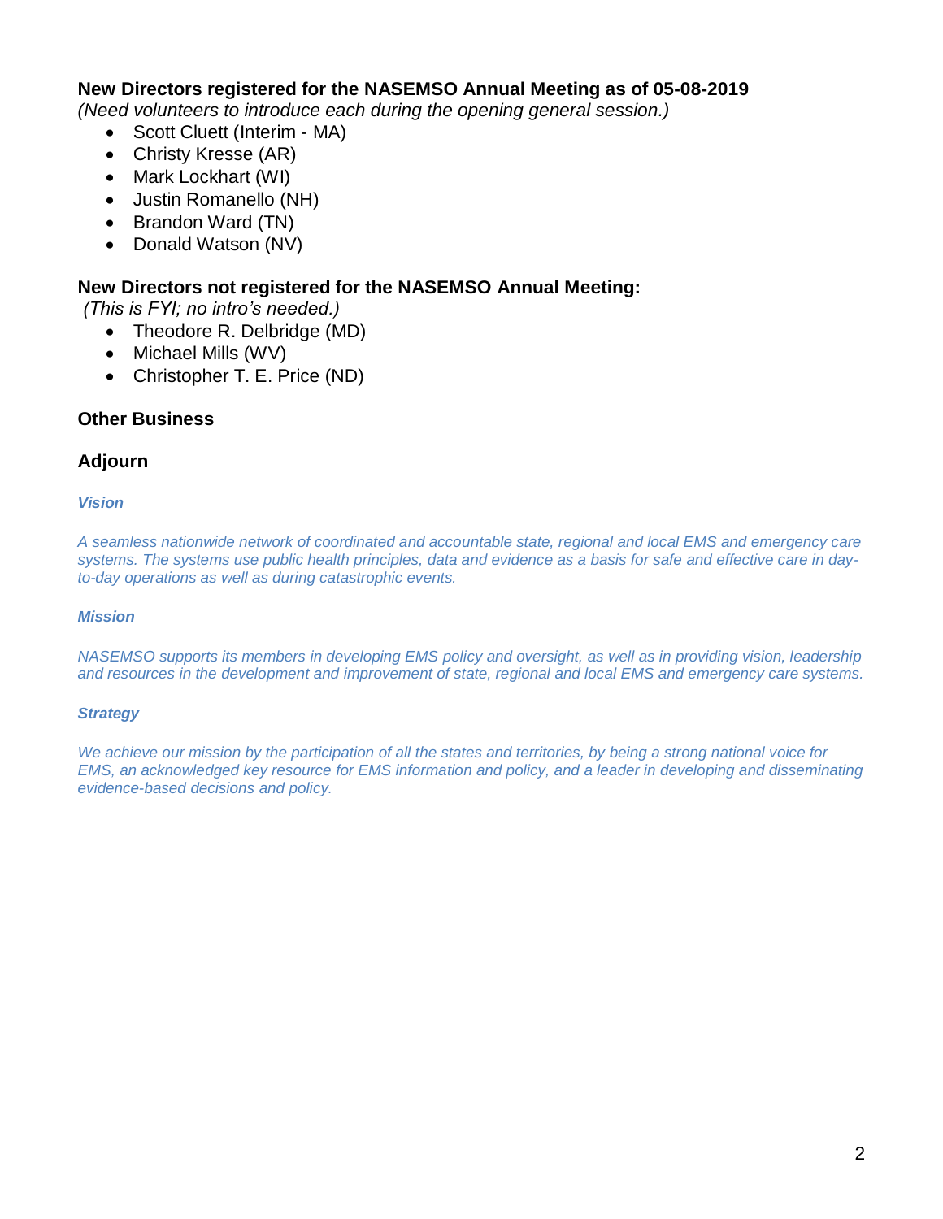### New Directors registered for the NASEMSO Annual Meeting as of 05-08-2019

*(Need volunteers to introduce each during the opening general session.)*

- Scott Cluett (Interim - MA)
- Christy Kresse (AR)
- Mark Lockhart (WI)
- Justin Romanello (NH)
- Brandon Ward (TN)
- Donald Watson (NV)

### New Directors not registered for the NASEMSO Annual Meeting:

*(This is FYI; no intro's needed.)*

- Theodore R. Delbridge (MD)
- Michael Mills (WV)
- Christopher T. E. Price (ND)

### Other Business

### Adjourn

***Vision***

*A seamless nationwide network of coordinated and accountable state, regional and local EMS and emergency care systems. The systems use public health principles, data and evidence as a basis for safe and effective care in day-to-day operations as well as during catastrophic events.*

***Mission***

*NASEMSO supports its members in developing EMS policy and oversight, as well as in providing vision, leadership and resources in the development and improvement of state, regional and local EMS and emergency care systems.*

***Strategy***

*We achieve our mission by the participation of all the states and territories, by being a strong national voice for EMS, an acknowledged key resource for EMS information and policy, and a leader in developing and disseminating evidence-based decisions and policy.*